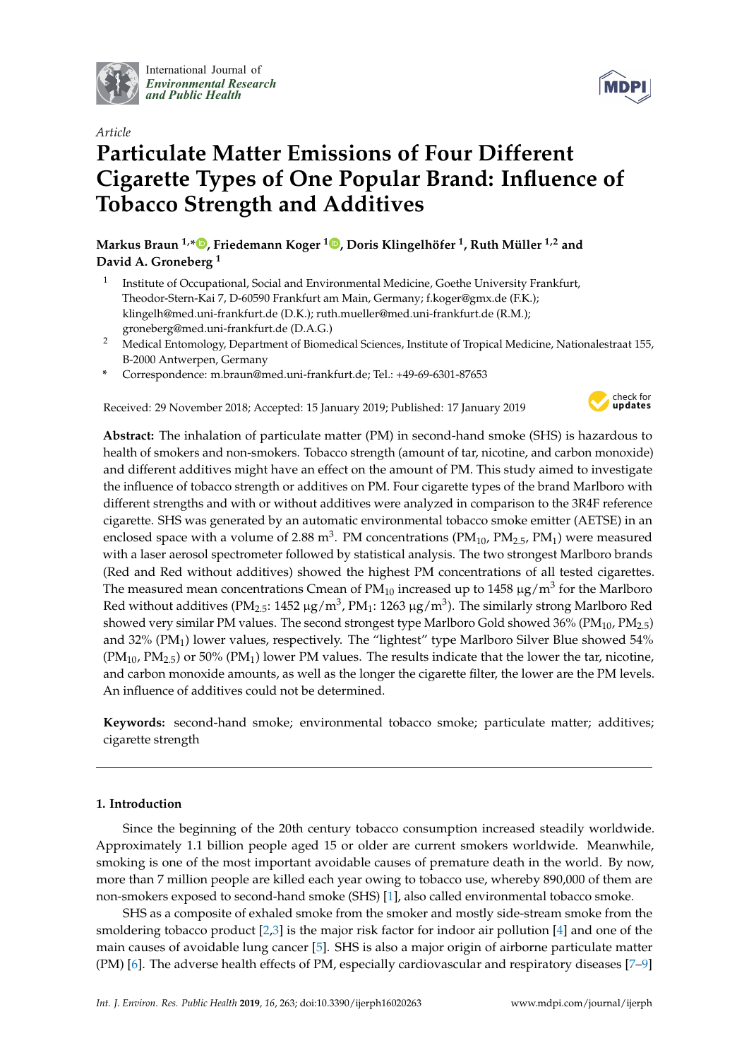Article

# Particulate Matter Emissions of Four Different Cigarette Types of One Popular Brand: Influence of Tobacco Strength and Additives

**Markus Braun [1,*], Friedemann Koger [1], Doris Klingelhöfer [1], Ruth Müller [1,2] and David A. Groneberg [1]**

[1] Institute of Occupational, Social and Environmental Medicine, Goethe University Frankfurt, Theodor-Stern-Kai 7, D-60590 Frankfurt am Main, Germany; f.koger@gmx.de (F.K.); klingelh@med.uni-frankfurt.de (D.K.); ruth.mueller@med.uni-frankfurt.de (R.M.); groneberg@med.uni-frankfurt.de (D.A.G.)

[2] Medical Entomology, Department of Biomedical Sciences, Institute of Tropical Medicine, Nationalestraat 155, B-2000 Antwerpen, Germany

\* Correspondence: m.braun@med.uni-frankfurt.de; Tel.: +49-69-6301-87653

Received: 29 November 2018; Accepted: 15 January 2019; Published: 17 January 2019

**Abstract:** The inhalation of particulate matter (PM) in second-hand smoke (SHS) is hazardous to health of smokers and non-smokers. Tobacco strength (amount of tar, nicotine, and carbon monoxide) and different additives might have an effect on the amount of PM. This study aimed to investigate the influence of tobacco strength or additives on PM. Four cigarette types of the brand Marlboro with different strengths and with or without additives were analyzed in comparison to the 3R4F reference cigarette. SHS was generated by an automatic environmental tobacco smoke emitter (AETSE) in an enclosed space with a volume of 2.88 $m^3$. PM concentrations ($PM_{10}$, $PM_{2.5}$, $PM_1$) were measured with a laser aerosol spectrometer followed by statistical analysis. The two strongest Marlboro brands (Red and Red without additives) showed the highest PM concentrations of all tested cigarettes. The measured mean concentrations Cmean of $PM_{10}$ increased up to 1458 μg/$m^3$ for the Marlboro Red without additives ($PM_{2.5}$: 1452 μg/$m^3$, $PM_1$: 1263 μg/$m^3$). The similarly strong Marlboro Red showed very similar PM values. The second strongest type Marlboro Gold showed 36% ($PM_{10}$, $PM_{2.5}$) and 32% ($PM_1$) lower values, respectively. The "lightest" type Marlboro Silver Blue showed 54% ($PM_{10}$, $PM_{2.5}$) or 50% ($PM_1$) lower PM values. The results indicate that the lower the tar, nicotine, and carbon monoxide amounts, as well as the longer the cigarette filter, the lower are the PM levels. An influence of additives could not be determined.

**Keywords:** second-hand smoke; environmental tobacco smoke; particulate matter; additives; cigarette strength

## 1. Introduction

Since the beginning of the 20th century tobacco consumption increased steadily worldwide. Approximately 1.1 billion people aged 15 or older are current smokers worldwide. Meanwhile, smoking is one of the most important avoidable causes of premature death in the world. By now, more than 7 million people are killed each year owing to tobacco use, whereby 890,000 of them are non-smokers exposed to second-hand smoke (SHS) [1], also called environmental tobacco smoke.

SHS as a composite of exhaled smoke from the smoker and mostly side-stream smoke from the smoldering tobacco product [2,3] is the major risk factor for indoor air pollution [4] and one of the main causes of avoidable lung cancer [5]. SHS is also a major origin of airborne particulate matter (PM) [6]. The adverse health effects of PM, especially cardiovascular and respiratory diseases [7–9]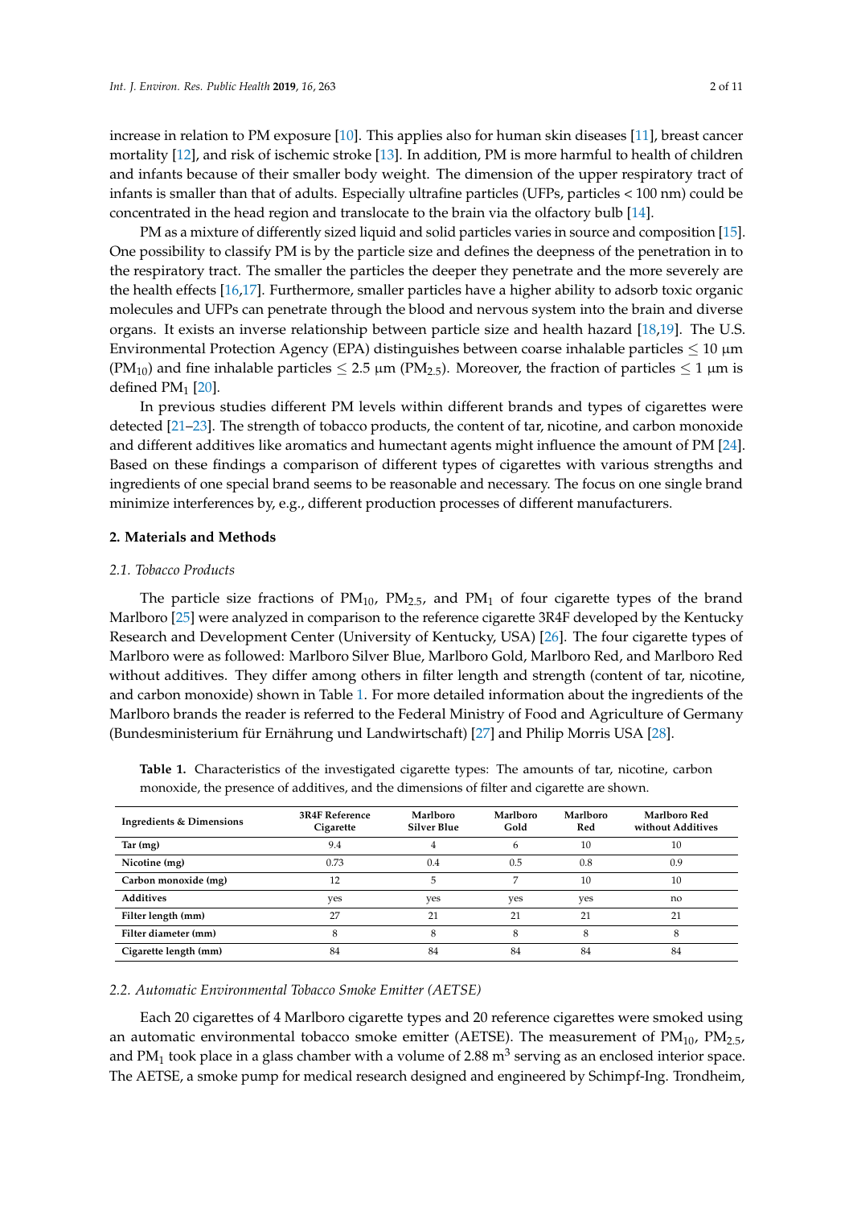increase in relation to PM exposure [10]. This applies also for human skin diseases [11], breast cancer mortality [12], and risk of ischemic stroke [13]. In addition, PM is more harmful to health of children and infants because of their smaller body weight. The dimension of the upper respiratory tract of infants is smaller than that of adults. Especially ultrafine particles (UFPs, particles < 100 nm) could be concentrated in the head region and translocate to the brain via the olfactory bulb [14].

PM as a mixture of differently sized liquid and solid particles varies in source and composition [15]. One possibility to classify PM is by the particle size and defines the deepness of the penetration in to the respiratory tract. The smaller the particles the deeper they penetrate and the more severely are the health effects [16,17]. Furthermore, smaller particles have a higher ability to adsorb toxic organic molecules and UFPs can penetrate through the blood and nervous system into the brain and diverse organs. It exists an inverse relationship between particle size and health hazard [18,19]. The U.S. Environmental Protection Agency (EPA) distinguishes between coarse inhalable particles ≤ 10 µm ($PM_{10}$) and fine inhalable particles ≤ 2.5 µm ($PM_{2.5}$). Moreover, the fraction of particles ≤ 1 µm is defined $PM_1$ [20].

In previous studies different PM levels within different brands and types of cigarettes were detected [21–23]. The strength of tobacco products, the content of tar, nicotine, and carbon monoxide and different additives like aromatics and humectant agents might influence the amount of PM [24]. Based on these findings a comparison of different types of cigarettes with various strengths and ingredients of one special brand seems to be reasonable and necessary. The focus on one single brand minimize interferences by, e.g., different production processes of different manufacturers.

## 2. Materials and Methods

### *2.1. Tobacco Products*

The particle size fractions of $PM_{10}$, $PM_{2.5}$, and $PM_1$ of four cigarette types of the brand Marlboro [25] were analyzed in comparison to the reference cigarette 3R4F developed by the Kentucky Research and Development Center (University of Kentucky, USA) [26]. The four cigarette types of Marlboro were as followed: Marlboro Silver Blue, Marlboro Gold, Marlboro Red, and Marlboro Red without additives. They differ among others in filter length and strength (content of tar, nicotine, and carbon monoxide) shown in Table 1. For more detailed information about the ingredients of the Marlboro brands the reader is referred to the Federal Ministry of Food and Agriculture of Germany (Bundesministerium für Ernährung und Landwirtschaft) [27] and Philip Morris USA [28].

**Table 1.** Characteristics of the investigated cigarette types: The amounts of tar, nicotine, carbon monoxide, the presence of additives, and the dimensions of filter and cigarette are shown.

| Ingredients & Dimensions | 3R4F Reference Cigarette | Marlboro Silver Blue | Marlboro Gold | Marlboro Red | Marlboro Red without Additives |
|---|---|---|---|---|---|
| **Tar (mg)** | 9.4 | 4 | 6 | 10 | 10 |
| **Nicotine (mg)** | 0.73 | 0.4 | 0.5 | 0.8 | 0.9 |
| **Carbon monoxide (mg)** | 12 | 5 | 7 | 10 | 10 |
| **Additives** | yes | yes | yes | yes | no |
| **Filter length (mm)** | 27 | 21 | 21 | 21 | 21 |
| **Filter diameter (mm)** | 8 | 8 | 8 | 8 | 8 |
| **Cigarette length (mm)** | 84 | 84 | 84 | 84 | 84 |

### *2.2. Automatic Environmental Tobacco Smoke Emitter (AETSE)*

Each 20 cigarettes of 4 Marlboro cigarette types and 20 reference cigarettes were smoked using an automatic environmental tobacco smoke emitter (AETSE). The measurement of $PM_{10}$, $PM_{2.5}$, and $PM_1$ took place in a glass chamber with a volume of 2.88 $m^3$ serving as an enclosed interior space. The AETSE, a smoke pump for medical research designed and engineered by Schimpf-Ing. Trondheim,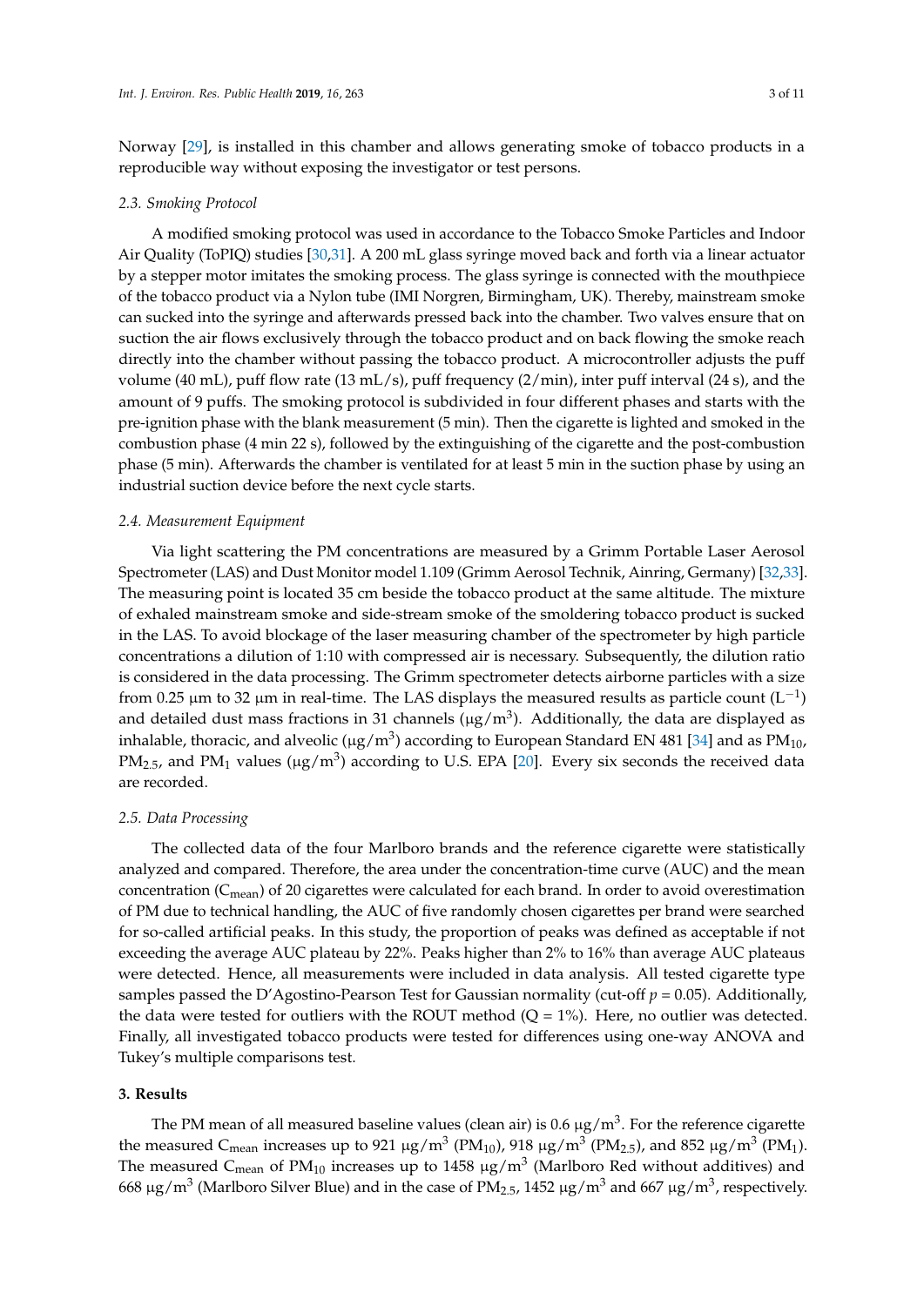Norway [29], is installed in this chamber and allows generating smoke of tobacco products in a reproducible way without exposing the investigator or test persons.

### 2.3. Smoking Protocol

A modified smoking protocol was used in accordance to the Tobacco Smoke Particles and Indoor Air Quality (ToPIQ) studies [30,31]. A 200 mL glass syringe moved back and forth via a linear actuator by a stepper motor imitates the smoking process. The glass syringe is connected with the mouthpiece of the tobacco product via a Nylon tube (IMI Norgren, Birmingham, UK). Thereby, mainstream smoke can sucked into the syringe and afterwards pressed back into the chamber. Two valves ensure that on suction the air flows exclusively through the tobacco product and on back flowing the smoke reach directly into the chamber without passing the tobacco product. A microcontroller adjusts the puff volume (40 mL), puff flow rate (13 mL/s), puff frequency (2/min), inter puff interval (24 s), and the amount of 9 puffs. The smoking protocol is subdivided in four different phases and starts with the pre-ignition phase with the blank measurement (5 min). Then the cigarette is lighted and smoked in the combustion phase (4 min 22 s), followed by the extinguishing of the cigarette and the post-combustion phase (5 min). Afterwards the chamber is ventilated for at least 5 min in the suction phase by using an industrial suction device before the next cycle starts.

### 2.4. Measurement Equipment

Via light scattering the PM concentrations are measured by a Grimm Portable Laser Aerosol Spectrometer (LAS) and Dust Monitor model 1.109 (Grimm Aerosol Technik, Ainring, Germany) [32,33]. The measuring point is located 35 cm beside the tobacco product at the same altitude. The mixture of exhaled mainstream smoke and side-stream smoke of the smoldering tobacco product is sucked in the LAS. To avoid blockage of the laser measuring chamber of the spectrometer by high particle concentrations a dilution of 1:10 with compressed air is necessary. Subsequently, the dilution ratio is considered in the data processing. The Grimm spectrometer detects airborne particles with a size from 0.25 μm to 32 μm in real-time. The LAS displays the measured results as particle count ($L^{-1}$) and detailed dust mass fractions in 31 channels ($\mu g/m^3$). Additionally, the data are displayed as inhalable, thoracic, and alveolic ($\mu g/m^3$) according to European Standard EN 481 [34] and as $PM_{10}$, $PM_{2.5}$, and $PM_1$ values ($\mu g/m^3$) according to U.S. EPA [20]. Every six seconds the received data are recorded.

### 2.5. Data Processing

The collected data of the four Marlboro brands and the reference cigarette were statistically analyzed and compared. Therefore, the area under the concentration-time curve (AUC) and the mean concentration ($C_{mean}$) of 20 cigarettes were calculated for each brand. In order to avoid overestimation of PM due to technical handling, the AUC of five randomly chosen cigarettes per brand were searched for so-called artificial peaks. In this study, the proportion of peaks was defined as acceptable if not exceeding the average AUC plateau by 22%. Peaks higher than 2% to 16% than average AUC plateaus were detected. Hence, all measurements were included in data analysis. All tested cigarette type samples passed the D'Agostino-Pearson Test for Gaussian normality (cut-off $p = 0.05$). Additionally, the data were tested for outliers with the ROUT method ($Q = 1\%$). Here, no outlier was detected. Finally, all investigated tobacco products were tested for differences using one-way ANOVA and Tukey's multiple comparisons test.

## 3. Results

The PM mean of all measured baseline values (clean air) is 0.6 $\mu g/m^3$. For the reference cigarette the measured $C_{mean}$ increases up to 921 $\mu g/m^3$ ($PM_{10}$), 918 $\mu g/m^3$ ($PM_{2.5}$), and 852 $\mu g/m^3$ ($PM_1$). The measured $C_{mean}$ of $PM_{10}$ increases up to 1458 $\mu g/m^3$ (Marlboro Red without additives) and 668 $\mu g/m^3$ (Marlboro Silver Blue) and in the case of $PM_{2.5}$, 1452 $\mu g/m^3$ and 667 $\mu g/m^3$, respectively.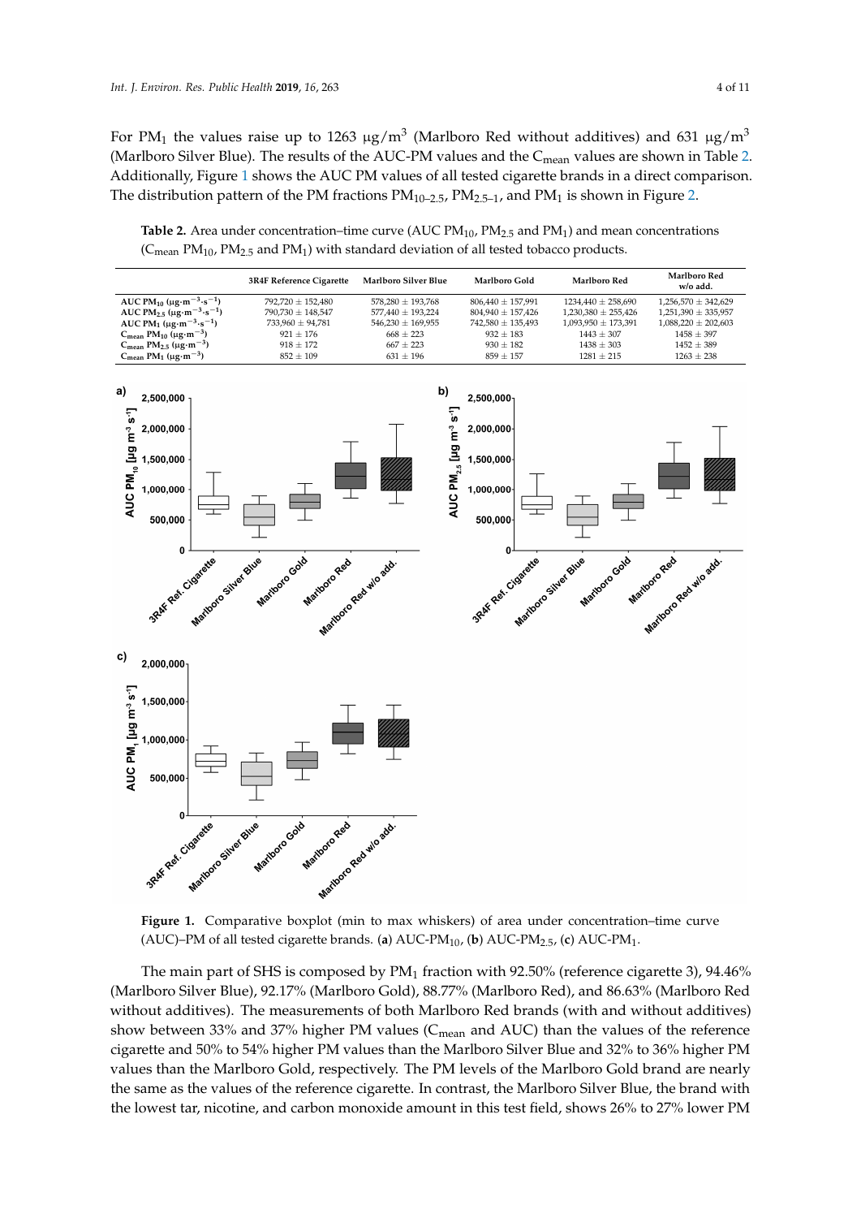For $PM_1$ the values raise up to 1263 μg/m$^3$ (Marlboro Red without additives) and 631 μg/m$^3$ (Marlboro Silver Blue). The results of the AUC-PM values and the $C_{mean}$ values are shown in Table 2. Additionally, Figure 1 shows the AUC PM values of all tested cigarette brands in a direct comparison. The distribution pattern of the PM fractions $PM_{10–2.5}$, $PM_{2.5–1}$, and $PM_1$ is shown in Figure 2.

**Table 2.** Area under concentration–time curve (AUC $PM_{10}$, $PM_{2.5}$ and $PM_1$) and mean concentrations ($C_{mean}$ $PM_{10}$, $PM_{2.5}$ and $PM_1$) with standard deviation of all tested tobacco products.

| | 3R4F Reference Cigarette | Marlboro Silver Blue | Marlboro Gold | Marlboro Red | Marlboro Red w/o add. |
|---|---|---|---|---|---|
| AUC $PM_{10}$ (μg·m$^{-3}$·s$^{-1}$) | 792,720 ± 152,480 | 578,280 ± 193,768 | 806,440 ± 157,991 | 1234,440 ± 258,690 | 1,256,570 ± 342,629 |
| AUC $PM_{2.5}$ (μg·m$^{-3}$·s$^{-1}$) | 790,730 ± 148,547 | 577,440 ± 193,224 | 804,940 ± 157,426 | 1,230,380 ± 255,426 | 1,251,390 ± 335,957 |
| AUC $PM_1$ (μg·m$^{-3}$·s$^{-1}$) | 733,960 ± 94,781 | 546,230 ± 169,955 | 742,580 ± 135,493 | 1,093,950 ± 173,391 | 1,088,220 ± 202,603 |
| $C_{mean}$ $PM_{10}$ (μg·m$^{-3}$) | 921 ± 176 | 668 ± 223 | 932 ± 183 | 1443 ± 307 | 1458 ± 397 |
| $C_{mean}$ $PM_{2.5}$ (μg·m$^{-3}$) | 918 ± 172 | 667 ± 223 | 930 ± 182 | 1438 ± 303 | 1452 ± 389 |
| $C_{mean}$ $PM_1$ (μg·m$^{-3}$) | 852 ± 109 | 631 ± 196 | 859 ± 157 | 1281 ± 215 | 1263 ± 238 |

**Figure 1.** Comparative boxplot (min to max whiskers) of area under concentration–time curve (AUC)–PM of all tested cigarette brands. (**a**) AUC-$PM_{10}$, (**b**) AUC-$PM_{2.5}$, (**c**) AUC-$PM_1$.

The main part of SHS is composed by $PM_1$ fraction with 92.50% (reference cigarette 3), 94.46% (Marlboro Silver Blue), 92.17% (Marlboro Gold), 88.77% (Marlboro Red), and 86.63% (Marlboro Red without additives). The measurements of both Marlboro Red brands (with and without additives) show between 33% and 37% higher PM values ($C_{mean}$ and AUC) than the values of the reference cigarette and 50% to 54% higher PM values than the Marlboro Silver Blue and 32% to 36% higher PM values than the Marlboro Gold, respectively. The PM levels of the Marlboro Gold brand are nearly the same as the values of the reference cigarette. In contrast, the Marlboro Silver Blue, the brand with the lowest tar, nicotine, and carbon monoxide amount in this test field, shows 26% to 27% lower PM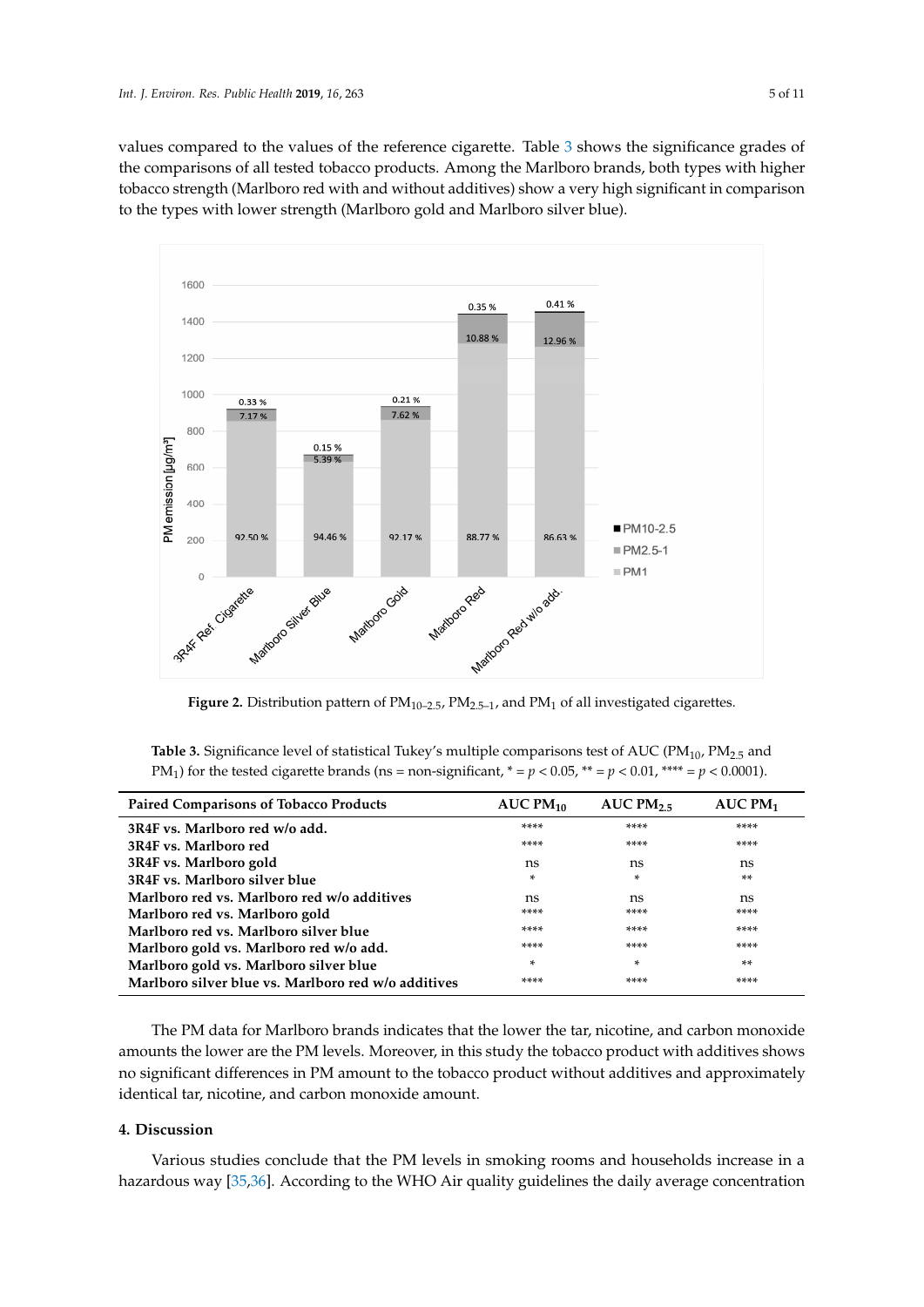values compared to the values of the reference cigarette. Table 3 shows the significance grades of the comparisons of all tested tobacco products. Among the Marlboro brands, both types with higher tobacco strength (Marlboro red with and without additives) show a very high significant in comparison to the types with lower strength (Marlboro gold and Marlboro silver blue).

**Figure 2.** Distribution pattern of $PM_{10-2.5}$, $PM_{2.5-1}$, and $PM_1$ of all investigated cigarettes.

**Table 3.** Significance level of statistical Tukey's multiple comparisons test of AUC ($PM_{10}$, $PM_{2.5}$ and $PM_1$) for the tested cigarette brands (ns = non-significant, * = $p < 0.05$, ** = $p < 0.01$, **** = $p < 0.0001$).

| Paired Comparisons of Tobacco Products | AUC $PM_{10}$ | AUC $PM_{2.5}$ | AUC $PM_1$ |
|---|---|---|---|
| **3R4F vs. Marlboro red w/o add.** | **** | **** | **** |
| **3R4F vs. Marlboro red** | **** | **** | **** |
| **3R4F vs. Marlboro gold** | ns | ns | ns |
| **3R4F vs. Marlboro silver blue** | * | * | ** |
| **Marlboro red vs. Marlboro red w/o additives** | ns | ns | ns |
| **Marlboro red vs. Marlboro gold** | **** | **** | **** |
| **Marlboro red vs. Marlboro silver blue** | **** | **** | **** |
| **Marlboro gold vs. Marlboro red w/o add.** | **** | **** | **** |
| **Marlboro gold vs. Marlboro silver blue** | * | * | ** |
| **Marlboro silver blue vs. Marlboro red w/o additives** | **** | **** | **** |

The PM data for Marlboro brands indicates that the lower the tar, nicotine, and carbon monoxide amounts the lower are the PM levels. Moreover, in this study the tobacco product with additives shows no significant differences in PM amount to the tobacco product without additives and approximately identical tar, nicotine, and carbon monoxide amount.

## 4. Discussion

Various studies conclude that the PM levels in smoking rooms and households increase in a hazardous way [35,36]. According to the WHO Air quality guidelines the daily average concentration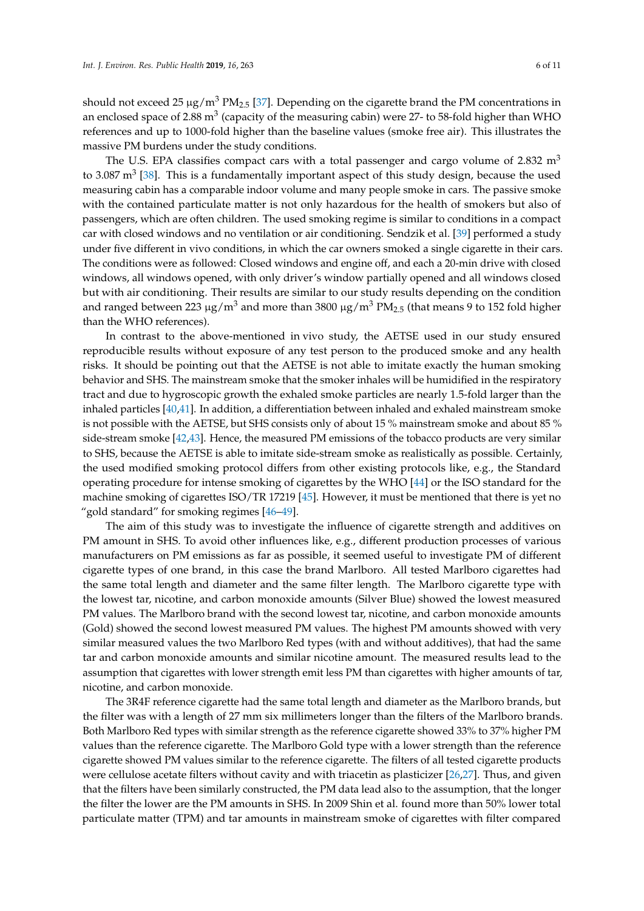should not exceed 25 μg/$m^3$ $PM_{2.5}$ [37]. Depending on the cigarette brand the PM concentrations in an enclosed space of 2.88 $m^3$ (capacity of the measuring cabin) were 27- to 58-fold higher than WHO references and up to 1000-fold higher than the baseline values (smoke free air). This illustrates the massive PM burdens under the study conditions.

The U.S. EPA classifies compact cars with a total passenger and cargo volume of 2.832 $m^3$ to 3.087 $m^3$ [38]. This is a fundamentally important aspect of this study design, because the used measuring cabin has a comparable indoor volume and many people smoke in cars. The passive smoke with the contained particulate matter is not only hazardous for the health of smokers but also of passengers, which are often children. The used smoking regime is similar to conditions in a compact car with closed windows and no ventilation or air conditioning. Sendzik et al. [39] performed a study under five different in vivo conditions, in which the car owners smoked a single cigarette in their cars. The conditions were as followed: Closed windows and engine off, and each a 20-min drive with closed windows, all windows opened, with only driver's window partially opened and all windows closed but with air conditioning. Their results are similar to our study results depending on the condition and ranged between 223 μg/$m^3$ and more than 3800 μg/$m^3$ $PM_{2.5}$ (that means 9 to 152 fold higher than the WHO references).

In contrast to the above-mentioned in vivo study, the AETSE used in our study ensured reproducible results without exposure of any test person to the produced smoke and any health risks. It should be pointing out that the AETSE is not able to imitate exactly the human smoking behavior and SHS. The mainstream smoke that the smoker inhales will be humidified in the respiratory tract and due to hygroscopic growth the exhaled smoke particles are nearly 1.5-fold larger than the inhaled particles [40,41]. In addition, a differentiation between inhaled and exhaled mainstream smoke is not possible with the AETSE, but SHS consists only of about 15 % mainstream smoke and about 85 % side-stream smoke [42,43]. Hence, the measured PM emissions of the tobacco products are very similar to SHS, because the AETSE is able to imitate side-stream smoke as realistically as possible. Certainly, the used modified smoking protocol differs from other existing protocols like, e.g., the Standard operating procedure for intense smoking of cigarettes by the WHO [44] or the ISO standard for the machine smoking of cigarettes ISO/TR 17219 [45]. However, it must be mentioned that there is yet no "gold standard" for smoking regimes [46–49].

The aim of this study was to investigate the influence of cigarette strength and additives on PM amount in SHS. To avoid other influences like, e.g., different production processes of various manufacturers on PM emissions as far as possible, it seemed useful to investigate PM of different cigarette types of one brand, in this case the brand Marlboro. All tested Marlboro cigarettes had the same total length and diameter and the same filter length. The Marlboro cigarette type with the lowest tar, nicotine, and carbon monoxide amounts (Silver Blue) showed the lowest measured PM values. The Marlboro brand with the second lowest tar, nicotine, and carbon monoxide amounts (Gold) showed the second lowest measured PM values. The highest PM amounts showed with very similar measured values the two Marlboro Red types (with and without additives), that had the same tar and carbon monoxide amounts and similar nicotine amount. The measured results lead to the assumption that cigarettes with lower strength emit less PM than cigarettes with higher amounts of tar, nicotine, and carbon monoxide.

The 3R4F reference cigarette had the same total length and diameter as the Marlboro brands, but the filter was with a length of 27 mm six millimeters longer than the filters of the Marlboro brands. Both Marlboro Red types with similar strength as the reference cigarette showed 33% to 37% higher PM values than the reference cigarette. The Marlboro Gold type with a lower strength than the reference cigarette showed PM values similar to the reference cigarette. The filters of all tested cigarette products were cellulose acetate filters without cavity and with triacetin as plasticizer [26,27]. Thus, and given that the filters have been similarly constructed, the PM data lead also to the assumption, that the longer the filter the lower are the PM amounts in SHS. In 2009 Shin et al. found more than 50% lower total particulate matter (TPM) and tar amounts in mainstream smoke of cigarettes with filter compared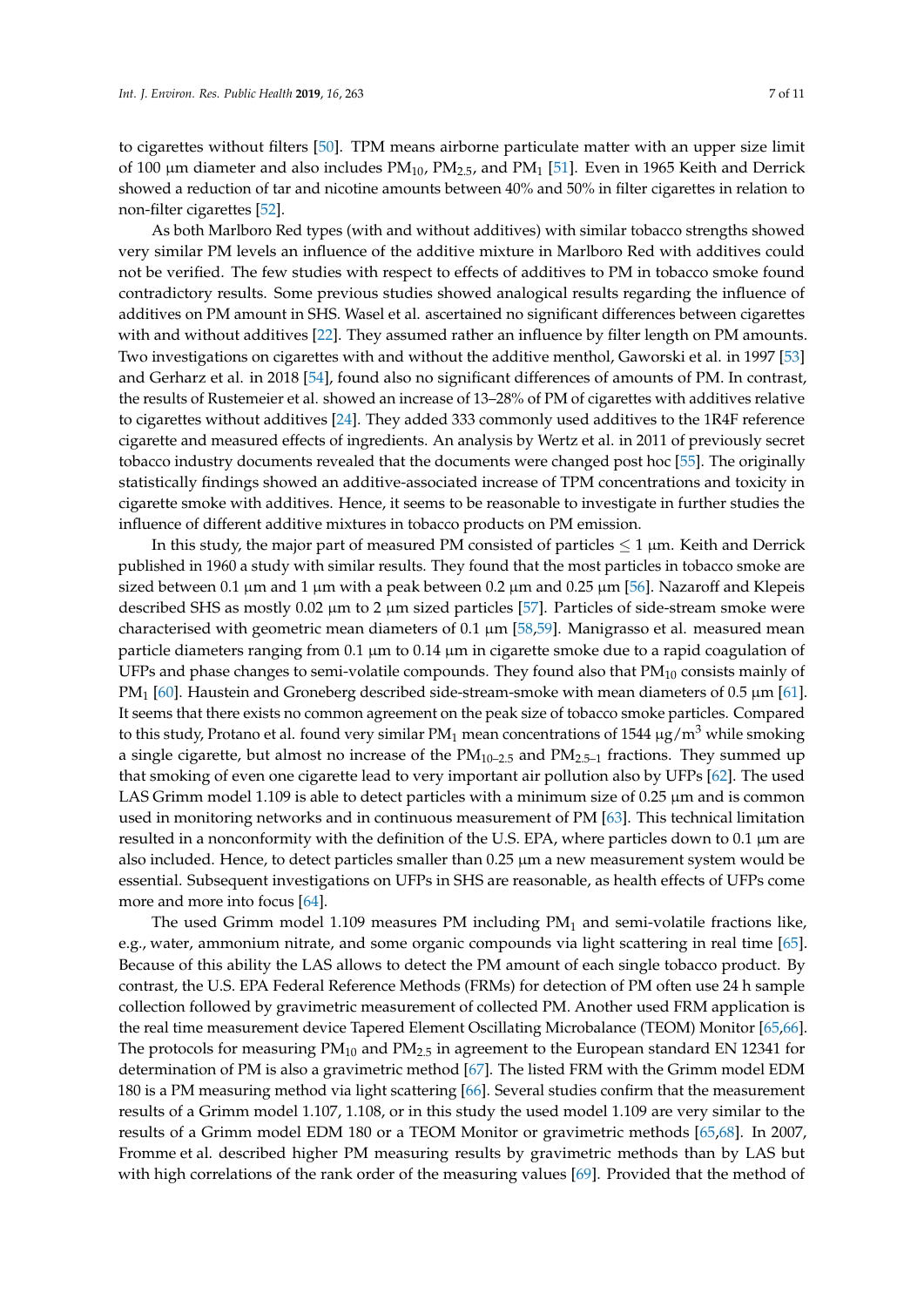to cigarettes without filters [50]. TPM means airborne particulate matter with an upper size limit of 100 μm diameter and also includes $PM_{10}$, $PM_{2.5}$, and $PM_1$ [51]. Even in 1965 Keith and Derrick showed a reduction of tar and nicotine amounts between 40% and 50% in filter cigarettes in relation to non-filter cigarettes [52].

As both Marlboro Red types (with and without additives) with similar tobacco strengths showed very similar PM levels an influence of the additive mixture in Marlboro Red with additives could not be verified. The few studies with respect to effects of additives to PM in tobacco smoke found contradictory results. Some previous studies showed analogical results regarding the influence of additives on PM amount in SHS. Wasel et al. ascertained no significant differences between cigarettes with and without additives [22]. They assumed rather an influence by filter length on PM amounts. Two investigations on cigarettes with and without the additive menthol, Gaworski et al. in 1997 [53] and Gerharz et al. in 2018 [54], found also no significant differences of amounts of PM. In contrast, the results of Rustemeier et al. showed an increase of 13–28% of PM of cigarettes with additives relative to cigarettes without additives [24]. They added 333 commonly used additives to the 1R4F reference cigarette and measured effects of ingredients. An analysis by Wertz et al. in 2011 of previously secret tobacco industry documents revealed that the documents were changed post hoc [55]. The originally statistically findings showed an additive-associated increase of TPM concentrations and toxicity in cigarette smoke with additives. Hence, it seems to be reasonable to investigate in further studies the influence of different additive mixtures in tobacco products on PM emission.

In this study, the major part of measured PM consisted of particles ≤ 1 μm. Keith and Derrick published in 1960 a study with similar results. They found that the most particles in tobacco smoke are sized between 0.1 μm and 1 μm with a peak between 0.2 μm and 0.25 μm [56]. Nazaroff and Klepeis described SHS as mostly 0.02 μm to 2 μm sized particles [57]. Particles of side-stream smoke were characterised with geometric mean diameters of 0.1 μm [58,59]. Manigrasso et al. measured mean particle diameters ranging from 0.1 μm to 0.14 μm in cigarette smoke due to a rapid coagulation of UFPs and phase changes to semi-volatile compounds. They found also that $PM_{10}$ consists mainly of $PM_1$ [60]. Haustein and Groneberg described side-stream-smoke with mean diameters of 0.5 μm [61]. It seems that there exists no common agreement on the peak size of tobacco smoke particles. Compared to this study, Protano et al. found very similar $PM_1$ mean concentrations of 1544 $\mu g/m^3$ while smoking a single cigarette, but almost no increase of the $PM_{10\text{–}2.5}$ and $PM_{2.5\text{–}1}$ fractions. They summed up that smoking of even one cigarette lead to very important air pollution also by UFPs [62]. The used LAS Grimm model 1.109 is able to detect particles with a minimum size of 0.25 μm and is common used in monitoring networks and in continuous measurement of PM [63]. This technical limitation resulted in a nonconformity with the definition of the U.S. EPA, where particles down to 0.1 μm are also included. Hence, to detect particles smaller than 0.25 μm a new measurement system would be essential. Subsequent investigations on UFPs in SHS are reasonable, as health effects of UFPs come more and more into focus [64].

The used Grimm model 1.109 measures PM including $PM_1$ and semi-volatile fractions like, e.g., water, ammonium nitrate, and some organic compounds via light scattering in real time [65]. Because of this ability the LAS allows to detect the PM amount of each single tobacco product. By contrast, the U.S. EPA Federal Reference Methods (FRMs) for detection of PM often use 24 h sample collection followed by gravimetric measurement of collected PM. Another used FRM application is the real time measurement device Tapered Element Oscillating Microbalance (TEOM) Monitor [65,66]. The protocols for measuring $PM_{10}$ and $PM_{2.5}$ in agreement to the European standard EN 12341 for determination of PM is also a gravimetric method [67]. The listed FRM with the Grimm model EDM 180 is a PM measuring method via light scattering [66]. Several studies confirm that the measurement results of a Grimm model 1.107, 1.108, or in this study the used model 1.109 are very similar to the results of a Grimm model EDM 180 or a TEOM Monitor or gravimetric methods [65,68]. In 2007, Fromme et al. described higher PM measuring results by gravimetric methods than by LAS but with high correlations of the rank order of the measuring values [69]. Provided that the method of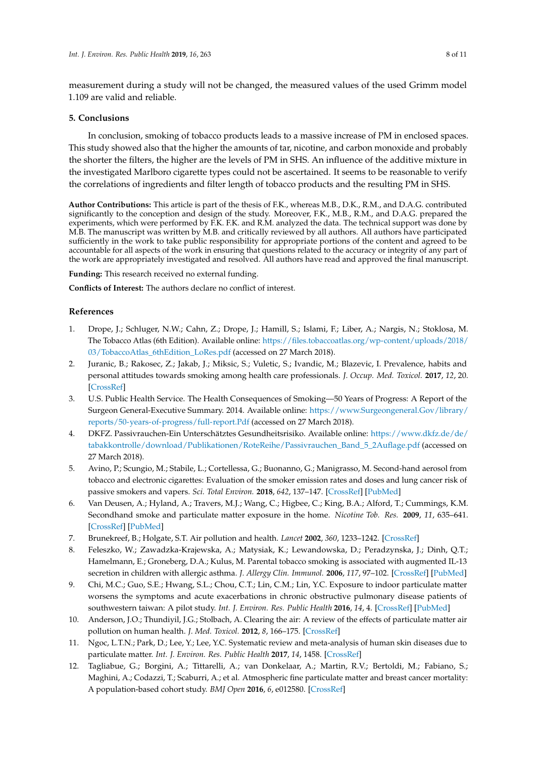measurement during a study will not be changed, the measured values of the used Grimm model 1.109 are valid and reliable.

## 5. Conclusions

In conclusion, smoking of tobacco products leads to a massive increase of PM in enclosed spaces. This study showed also that the higher the amounts of tar, nicotine, and carbon monoxide and probably the shorter the filters, the higher are the levels of PM in SHS. An influence of the additive mixture in the investigated Marlboro cigarette types could not be ascertained. It seems to be reasonable to verify the correlations of ingredients and filter length of tobacco products and the resulting PM in SHS.

**Author Contributions:** This article is part of the thesis of F.K., whereas M.B., D.K., R.M., and D.A.G. contributed significantly to the conception and design of the study. Moreover, F.K., M.B., R.M., and D.A.G. prepared the experiments, which were performed by F.K. F.K. and R.M. analyzed the data. The technical support was done by M.B. The manuscript was written by M.B. and critically reviewed by all authors. All authors have participated sufficiently in the work to take public responsibility for appropriate portions of the content and agreed to be accountable for all aspects of the work in ensuring that questions related to the accuracy or integrity of any part of the work are appropriately investigated and resolved. All authors have read and approved the final manuscript.

**Funding:** This research received no external funding.

**Conflicts of Interest:** The authors declare no conflict of interest.

## References

1. Drope, J.; Schluger, N.W.; Cahn, Z.; Drope, J.; Hamill, S.; Islami, F.; Liber, A.; Nargis, N.; Stoklosa, M. The Tobacco Atlas (6th Edition). Available online: https://files.tobaccoatlas.org/wp-content/uploads/2018/03/TobaccoAtlas_6thEdition_LoRes.pdf (accessed on 27 March 2018).
2. Juranic, B.; Rakosec, Z.; Jakab, J.; Miksic, S.; Vuletic, S.; Ivandic, M.; Blazevic, I. Prevalence, habits and personal attitudes towards smoking among health care professionals. *J. Occup. Med. Toxicol.* **2017**, *12*, 20. [CrossRef]
3. U.S. Public Health Service. The Health Consequences of Smoking—50 Years of Progress: A Report of the Surgeon General-Executive Summary. 2014. Available online: https://www.Surgeongeneral.Gov/library/reports/50-years-of-progress/full-report.Pdf (accessed on 27 March 2018).
4. DKFZ. Passivrauchen-Ein Unterschätztes Gesundheitsrisiko. Available online: https://www.dkfz.de/de/tabakkontrolle/download/Publikationen/RoteReihe/Passivrauchen_Band_5_2Auflage.pdf (accessed on 27 March 2018).
5. Avino, P.; Scungio, M.; Stabile, L.; Cortellessa, G.; Buonanno, G.; Manigrasso, M. Second-hand aerosol from tobacco and electronic cigarettes: Evaluation of the smoker emission rates and doses and lung cancer risk of passive smokers and vapers. *Sci. Total Environ.* **2018**, *642*, 137–147. [CrossRef] [PubMed]
6. Van Deusen, A.; Hyland, A.; Travers, M.J.; Wang, C.; Higbee, C.; King, B.A.; Alford, T.; Cummings, K.M. Secondhand smoke and particulate matter exposure in the home. *Nicotine Tob. Res.* **2009**, *11*, 635–641. [CrossRef] [PubMed]
7. Brunekreef, B.; Holgate, S.T. Air pollution and health. *Lancet* **2002**, *360*, 1233–1242. [CrossRef]
8. Feleszko, W.; Zawadzka-Krajewska, A.; Matysiak, K.; Lewandowska, D.; Peradzynska, J.; Dinh, Q.T.; Hamelmann, E.; Groneberg, D.A.; Kulus, M. Parental tobacco smoking is associated with augmented IL-13 secretion in children with allergic asthma. *J. Allergy Clin. Immunol.* **2006**, *117*, 97–102. [CrossRef] [PubMed]
9. Chi, M.C.; Guo, S.E.; Hwang, S.L.; Chou, C.T.; Lin, C.M.; Lin, Y.C. Exposure to indoor particulate matter worsens the symptoms and acute exacerbations in chronic obstructive pulmonary disease patients of southwestern taiwan: A pilot study. *Int. J. Environ. Res. Public Health* **2016**, *14*, 4. [CrossRef] [PubMed]
10. Anderson, J.O.; Thundiyil, J.G.; Stolbach, A. Clearing the air: A review of the effects of particulate matter air pollution on human health. *J. Med. Toxicol.* **2012**, *8*, 166–175. [CrossRef]
11. Ngoc, L.T.N.; Park, D.; Lee, Y.; Lee, Y.C. Systematic review and meta-analysis of human skin diseases due to particulate matter. *Int. J. Environ. Res. Public Health* **2017**, *14*, 1458. [CrossRef]
12. Tagliabue, G.; Borgini, A.; Tittarelli, A.; van Donkelaar, A.; Martin, R.V.; Bertoldi, M.; Fabiano, S.; Maghini, A.; Codazzi, T.; Scaburri, A.; et al. Atmospheric fine particulate matter and breast cancer mortality: A population-based cohort study. *BMJ Open* **2016**, *6*, e012580. [CrossRef]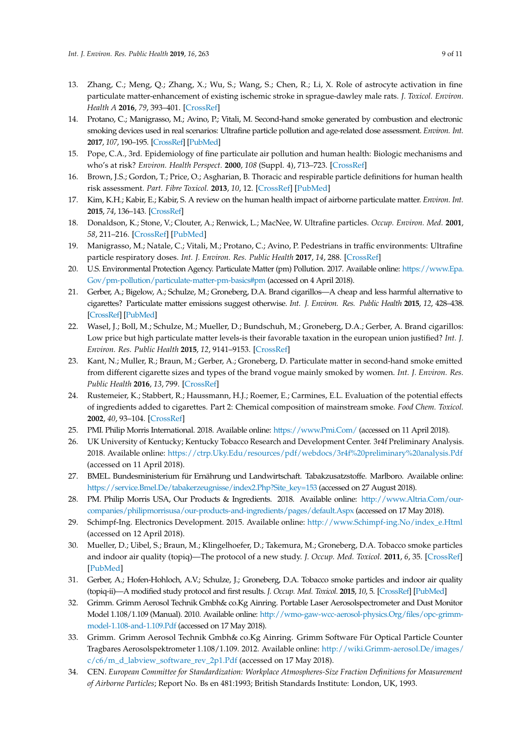13. Zhang, C.; Meng, Q.; Zhang, X.; Wu, S.; Wang, S.; Chen, R.; Li, X. Role of astrocyte activation in fine particulate matter-enhancement of existing ischemic stroke in sprague-dawley male rats. *J. Toxicol. Environ. Health A* **2016**, *79*, 393–401. [CrossRef]
14. Protano, C.; Manigrasso, M.; Avino, P.; Vitali, M. Second-hand smoke generated by combustion and electronic smoking devices used in real scenarios: Ultrafine particle pollution and age-related dose assessment. *Environ. Int.* **2017**, *107*, 190–195. [CrossRef] [PubMed]
15. Pope, C.A., 3rd. Epidemiology of fine particulate air pollution and human health: Biologic mechanisms and who's at risk? *Environ. Health Perspect.* **2000**, *108* (Suppl. 4), 713–723. [CrossRef]
16. Brown, J.S.; Gordon, T.; Price, O.; Asgharian, B. Thoracic and respirable particle definitions for human health risk assessment. *Part. Fibre Toxicol.* **2013**, *10*, 12. [CrossRef] [PubMed]
17. Kim, K.H.; Kabir, E.; Kabir, S. A review on the human health impact of airborne particulate matter. *Environ. Int.* **2015**, *74*, 136–143. [CrossRef]
18. Donaldson, K.; Stone, V.; Clouter, A.; Renwick, L.; MacNee, W. Ultrafine particles. *Occup. Environ. Med.* **2001**, *58*, 211–216. [CrossRef] [PubMed]
19. Manigrasso, M.; Natale, C.; Vitali, M.; Protano, C.; Avino, P. Pedestrians in traffic environments: Ultrafine particle respiratory doses. *Int. J. Environ. Res. Public Health* **2017**, *14*, 288. [CrossRef]
20. U.S. Environmental Protection Agency. Particulate Matter (pm) Pollution. 2017. Available online: https://www.Epa.Gov/pm-pollution/particulate-matter-pm-basics#pm (accessed on 4 April 2018).
21. Gerber, A.; Bigelow, A.; Schulze, M.; Groneberg, D.A. Brand cigarillos—A cheap and less harmful alternative to cigarettes? Particulate matter emissions suggest otherwise. *Int. J. Environ. Res. Public Health* **2015**, *12*, 428–438. [CrossRef] [PubMed]
22. Wasel, J.; Boll, M.; Schulze, M.; Mueller, D.; Bundschuh, M.; Groneberg, D.A.; Gerber, A. Brand cigarillos: Low price but high particulate matter levels-is their favorable taxation in the european union justified? *Int. J. Environ. Res. Public Health* **2015**, *12*, 9141–9153. [CrossRef]
23. Kant, N.; Muller, R.; Braun, M.; Gerber, A.; Groneberg, D. Particulate matter in second-hand smoke emitted from different cigarette sizes and types of the brand vogue mainly smoked by women. *Int. J. Environ. Res. Public Health* **2016**, *13*, 799. [CrossRef]
24. Rustemeier, K.; Stabbert, R.; Haussmann, H.J.; Roemer, E.; Carmines, E.L. Evaluation of the potential effects of ingredients added to cigarettes. Part 2: Chemical composition of mainstream smoke. *Food Chem. Toxicol.* **2002**, *40*, 93–104. [CrossRef]
25. PMI. Philip Morris International. 2018. Available online: https://www.Pmi.Com/ (accessed on 11 April 2018).
26. UK University of Kentucky; Kentucky Tobacco Research and Development Center. 3r4f Preliminary Analysis. 2018. Available online: https://ctrp.Uky.Edu/resources/pdf/webdocs/3r4f%20preliminary%20analysis.Pdf (accessed on 11 April 2018).
27. BMEL. Bundesministerium für Ernährung und Landwirtschaft. Tabakzusatzstoffe. Marlboro. Available online: https://service.Bmel.De/tabakerzeugnisse/index2.Php?Site_key=153 (accessed on 27 August 2018).
28. PM. Philip Morris USA, Our Products & Ingredients. 2018. Available online: http://www.Altria.Com/our-companies/philipmorrisusa/our-products-and-ingredients/pages/default.Aspx (accessed on 17 May 2018).
29. Schimpf-Ing. Electronics Development. 2015. Available online: http://www.Schimpf-ing.No/index_e.Html (accessed on 12 April 2018).
30. Mueller, D.; Uibel, S.; Braun, M.; Klingelhoefer, D.; Takemura, M.; Groneberg, D.A. Tobacco smoke particles and indoor air quality (topiq)—The protocol of a new study. *J. Occup. Med. Toxicol.* **2011**, *6*, 35. [CrossRef] [PubMed]
31. Gerber, A.; Hofen-Hohloch, A.V.; Schulze, J.; Groneberg, D.A. Tobacco smoke particles and indoor air quality (topiq-ii)—A modified study protocol and first results. *J. Occup. Med. Toxicol.* **2015**, *10*, 5. [CrossRef] [PubMed]
32. Grimm. Grimm Aerosol Technik Gmbh& co.Kg Ainring. Portable Laser Aerosolspectrometer and Dust Monitor Model 1.108/1.109 (Manual). 2010. Available online: http://wmo-gaw-wcc-aerosol-physics.Org/files/opc-grimm-model-1.108-and-1.109.Pdf (accessed on 17 May 2018).
33. Grimm. Grimm Aerosol Technik Gmbh& co.Kg Ainring. Grimm Software Für Optical Particle Counter Tragbares Aerosolspektrometer 1.108/1.109. 2012. Available online: http://wiki.Grimm-aerosol.De/images/c/c6/m_d_labview_software_rev_2p1.Pdf (accessed on 17 May 2018).
34. CEN. *European Committee for Standardization: Workplace Atmospheres-Size Fraction Definitions for Measurement of Airborne Particles*; Report No. Bs en 481:1993; British Standards Institute: London, UK, 1993.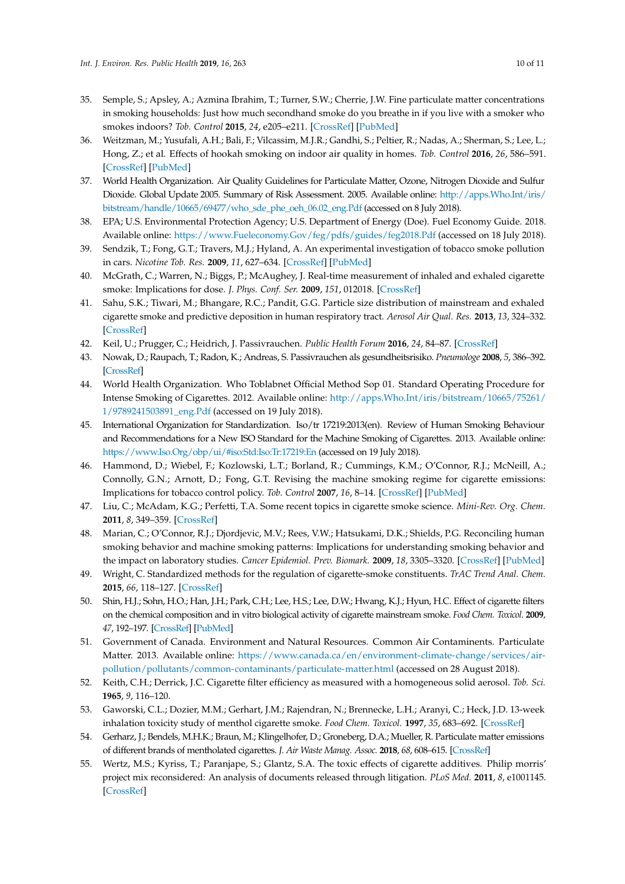35. Semple, S.; Apsley, A.; Azmina Ibrahim, T.; Turner, S.W.; Cherrie, J.W. Fine particulate matter concentrations in smoking households: Just how much secondhand smoke do you breathe in if you live with a smoker who smokes indoors? *Tob. Control* **2015**, *24*, e205–e211. [CrossRef] [PubMed]
36. Weitzman, M.; Yusufali, A.H.; Bali, F.; Vilcassim, M.J.R.; Gandhi, S.; Peltier, R.; Nadas, A.; Sherman, S.; Lee, L.; Hong, Z.; et al. Effects of hookah smoking on indoor air quality in homes. *Tob. Control* **2016**, *26*, 586–591. [CrossRef] [PubMed]
37. World Health Organization. Air Quality Guidelines for Particulate Matter, Ozone, Nitrogen Dioxide and Sulfur Dioxide. Global Update 2005. Summary of Risk Assessment. 2005. Available online: http://apps.Who.Int/iris/bitstream/handle/10665/69477/who_sde_phe_oeh_06.02_eng.Pdf (accessed on 8 July 2018).
38. EPA; U.S. Environmental Protection Agency; U.S. Department of Energy (Doe). Fuel Economy Guide. 2018. Available online: https://www.Fueleconomy.Gov/feg/pdfs/guides/feg2018.Pdf (accessed on 18 July 2018).
39. Sendzik, T.; Fong, G.T.; Travers, M.J.; Hyland, A. An experimental investigation of tobacco smoke pollution in cars. *Nicotine Tob. Res.* **2009**, *11*, 627–634. [CrossRef] [PubMed]
40. McGrath, C.; Warren, N.; Biggs, P.; McAughey, J. Real-time measurement of inhaled and exhaled cigarette smoke: Implications for dose. *J. Phys. Conf. Ser.* **2009**, *151*, 012018. [CrossRef]
41. Sahu, S.K.; Tiwari, M.; Bhangare, R.C.; Pandit, G.G. Particle size distribution of mainstream and exhaled cigarette smoke and predictive deposition in human respiratory tract. *Aerosol Air Qual. Res.* **2013**, *13*, 324–332. [CrossRef]
42. Keil, U.; Prugger, C.; Heidrich, J. Passivrauchen. *Public Health Forum* **2016**, *24*, 84–87. [CrossRef]
43. Nowak, D.; Raupach, T.; Radon, K.; Andreas, S. Passivrauchen als gesundheitsrisiko. *Pneumologe* **2008**, *5*, 386–392. [CrossRef]
44. World Health Organization. Who Toblabnet Official Method Sop 01. Standard Operating Procedure for Intense Smoking of Cigarettes. 2012. Available online: http://apps.Who.Int/iris/bitstream/10665/75261/1/9789241503891_eng.Pdf (accessed on 19 July 2018).
45. International Organization for Standardization. Iso/tr 17219:2013(en). Review of Human Smoking Behaviour and Recommendations for a New ISO Standard for the Machine Smoking of Cigarettes. 2013. Available online: https://www.Iso.Org/obp/ui/#iso:Std:Iso:Tr:17219:En (accessed on 19 July 2018).
46. Hammond, D.; Wiebel, F.; Kozlowski, L.T.; Borland, R.; Cummings, K.M.; O'Connor, R.J.; McNeill, A.; Connolly, G.N.; Arnott, D.; Fong, G.T. Revising the machine smoking regime for cigarette emissions: Implications for tobacco control policy. *Tob. Control* **2007**, *16*, 8–14. [CrossRef] [PubMed]
47. Liu, C.; McAdam, K.G.; Perfetti, T.A. Some recent topics in cigarette smoke science. *Mini-Rev. Org. Chem.* **2011**, *8*, 349–359. [CrossRef]
48. Marian, C.; O'Connor, R.J.; Djordjevic, M.V.; Rees, V.W.; Hatsukami, D.K.; Shields, P.G. Reconciling human smoking behavior and machine smoking patterns: Implications for understanding smoking behavior and the impact on laboratory studies. *Cancer Epidemiol. Prev. Biomark.* **2009**, *18*, 3305–3320. [CrossRef] [PubMed]
49. Wright, C. Standardized methods for the regulation of cigarette-smoke constituents. *TrAC Trend Anal. Chem.* **2015**, *66*, 118–127. [CrossRef]
50. Shin, H.J.; Sohn, H.O.; Han, J.H.; Park, C.H.; Lee, H.S.; Lee, D.W.; Hwang, K.J.; Hyun, H.C. Effect of cigarette filters on the chemical composition and in vitro biological activity of cigarette mainstream smoke. *Food Chem. Toxicol.* **2009**, *47*, 192–197. [CrossRef] [PubMed]
51. Government of Canada. Environment and Natural Resources. Common Air Contaminents. Particulate Matter. 2013. Available online: https://www.canada.ca/en/environment-climate-change/services/air-pollution/pollutants/common-contaminants/particulate-matter.html (accessed on 28 August 2018).
52. Keith, C.H.; Derrick, J.C. Cigarette filter efficiency as measured with a homogeneous solid aerosol. *Tob. Sci.* **1965**, *9*, 116–120.
53. Gaworski, C.L.; Dozier, M.M.; Gerhart, J.M.; Rajendran, N.; Brennecke, L.H.; Aranyi, C.; Heck, J.D. 13-week inhalation toxicity study of menthol cigarette smoke. *Food Chem. Toxicol.* **1997**, *35*, 683–692. [CrossRef]
54. Gerharz, J.; Bendels, M.H.K.; Braun, M.; Klingelhofer, D.; Groneberg, D.A.; Mueller, R. Particulate matter emissions of different brands of mentholated cigarettes. *J. Air Waste Manag. Assoc.* **2018**, *68*, 608–615. [CrossRef]
55. Wertz, M.S.; Kyriss, T.; Paranjape, S.; Glantz, S.A. The toxic effects of cigarette additives. Philip morris' project mix reconsidered: An analysis of documents released through litigation. *PLoS Med.* **2011**, *8*, e1001145. [CrossRef]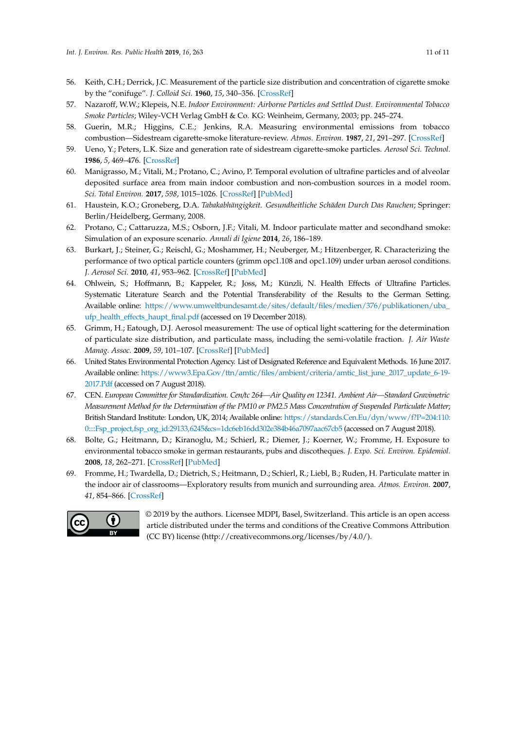56. Keith, C.H.; Derrick, J.C. Measurement of the particle size distribution and concentration of cigarette smoke by the "conifuge". *J. Colloid Sci.* **1960**, *15*, 340–356. [CrossRef]
57. Nazaroff, W.W.; Klepeis, N.E. *Indoor Environment: Airborne Particles and Settled Dust. Environmental Tobacco Smoke Particles*; Wiley-VCH Verlag GmbH & Co. KG: Weinheim, Germany, 2003; pp. 245–274.
58. Guerin, M.R.; Higgins, C.E.; Jenkins, R.A. Measuring environmental emissions from tobacco combustion—Sidestream cigarette-smoke literature-review. *Atmos. Environ.* **1987**, *21*, 291–297. [CrossRef]
59. Ueno, Y.; Peters, L.K. Size and generation rate of sidestream cigarette-smoke particles. *Aerosol Sci. Technol.* **1986**, *5*, 469–476. [CrossRef]
60. Manigrasso, M.; Vitali, M.; Protano, C.; Avino, P. Temporal evolution of ultrafine particles and of alveolar deposited surface area from main indoor combustion and non-combustion sources in a model room. *Sci. Total Environ.* **2017**, *598*, 1015–1026. [CrossRef] [PubMed]
61. Haustein, K.O.; Groneberg, D.A. *Tabakabhängigkeit. Gesundheitliche Schäden Durch Das Rauchen*; Springer: Berlin/Heidelberg, Germany, 2008.
62. Protano, C.; Cattaruzza, M.S.; Osborn, J.F.; Vitali, M. Indoor particulate matter and secondhand smoke: Simulation of an exposure scenario. *Annali di Igiene* **2014**, *26*, 186–189.
63. Burkart, J.; Steiner, G.; Reischl, G.; Moshammer, H.; Neuberger, M.; Hitzenberger, R. Characterizing the performance of two optical particle counters (grimm opc1.108 and opc1.109) under urban aerosol conditions. *J. Aerosol Sci.* **2010**, *41*, 953–962. [CrossRef] [PubMed]
64. Ohlwein, S.; Hoffmann, B.; Kappeler, R.; Joss, M.; Künzli, N. Health Effects of Ultrafine Particles. Systematic Literature Search and the Potential Transferability of the Results to the German Setting. Available online: https://www.umweltbundesamt.de/sites/default/files/medien/376/publikationen/uba_ufp_health_effects_haupt_final.pdf (accessed on 19 December 2018).
65. Grimm, H.; Eatough, D.J. Aerosol measurement: The use of optical light scattering for the determination of particulate size distribution, and particulate mass, including the semi-volatile fraction. *J. Air Waste Manag. Assoc.* **2009**, *59*, 101–107. [CrossRef] [PubMed]
66. United States Environmental Protection Agency. List of Designated Reference and Equivalent Methods. 16 June 2017. Available online: https://www3.Epa.Gov/ttn/amtic/files/ambient/criteria/amtic_list_june_2017_update_6-19-2017.Pdf (accessed on 7 August 2018).
67. CEN. *European Committee for Standardization. Cen/tc 264—Air Quality en 12341. Ambient Air—Standard Gravimetric Measurement Method for the Determination of the PM10 or PM2.5 Mass Concentration of Suspended Particulate Matter*; British Standard Institute: London, UK, 2014; Available online: https://standards.Cen.Eu/dyn/www/f?P=204:110:0::::Fsp_project,fsp_org_id:29133,6245&cs=1dc6eb16dd302e384b46a7097aac67cb5 (accessed on 7 August 2018).
68. Bolte, G.; Heitmann, D.; Kiranoglu, M.; Schierl, R.; Diemer, J.; Koerner, W.; Fromme, H. Exposure to environmental tobacco smoke in german restaurants, pubs and discotheques. *J. Expo. Sci. Environ. Epidemiol.* **2008**, *18*, 262–271. [CrossRef] [PubMed]
69. Fromme, H.; Twardella, D.; Dietrich, S.; Heitmann, D.; Schierl, R.; Liebl, B.; Ruden, H. Particulate matter in the indoor air of classrooms—Exploratory results from munich and surrounding area. *Atmos. Environ.* **2007**, *41*, 854–866. [CrossRef]

© 2019 by the authors. Licensee MDPI, Basel, Switzerland. This article is an open access article distributed under the terms and conditions of the Creative Commons Attribution (CC BY) license (http://creativecommons.org/licenses/by/4.0/).